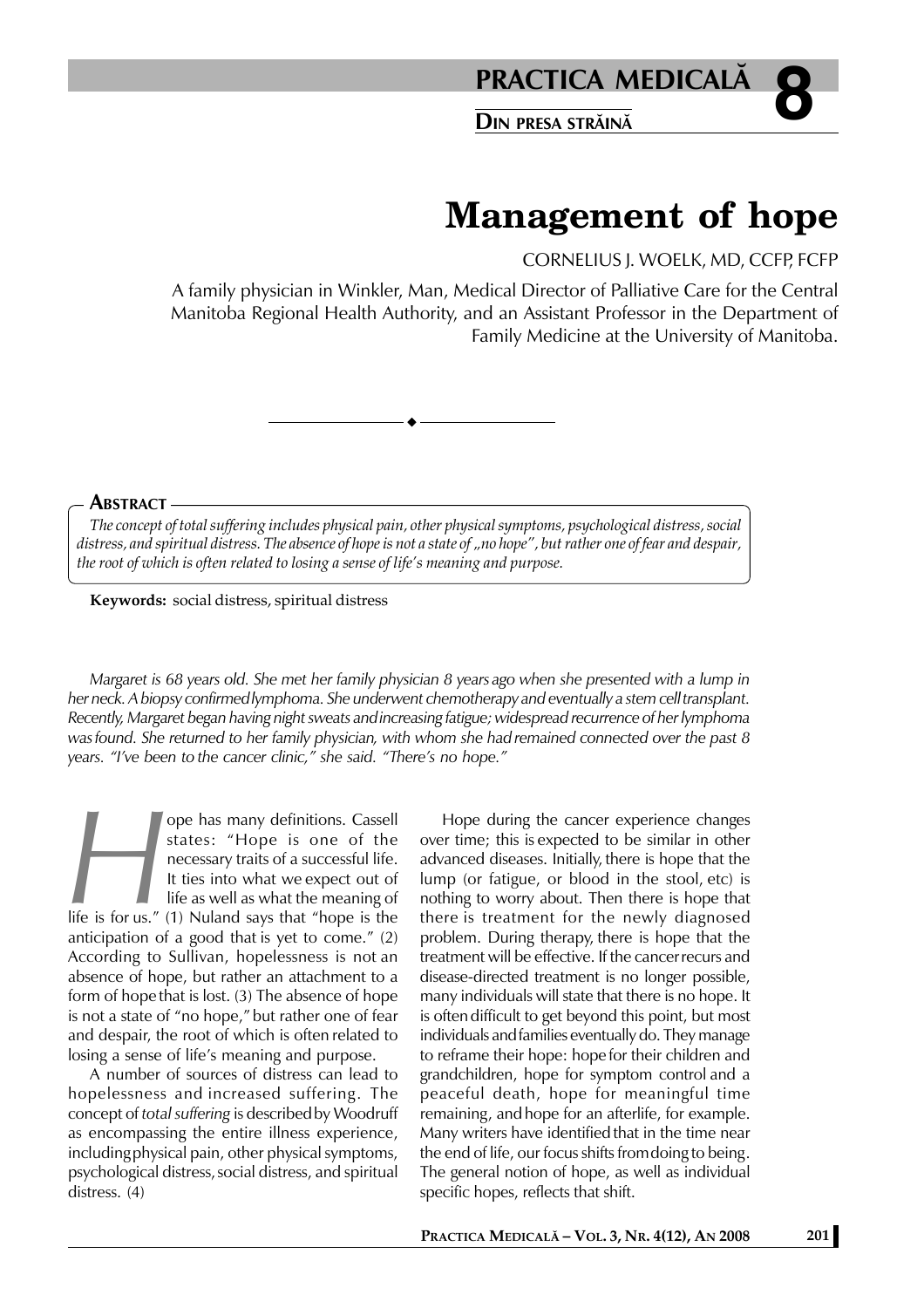# Management of hope

CORNELIUS J. WOELK, MD, CCFP, FCFP

A family physician in Winkler, Man, Medical Director of Palliative Care for the Central Manitoba Regional Health Authority, and an Assistant Professor in the Department of Family Medicine at the University of Manitoba.

## Abstract

*The concept of total suffering includes physical pain, other physical symptoms, psychological distress, social distress, and spiritual distress. The absence of hope is not a state of „no hope", but rather one of fear and despair, the root of which is often related to losing a sense of life's meaning and purpose.*

**Keywords:** social distress, spiritual distress

*Margaret is 68 years old. She met her family physician 8 years ago when she presented with a lump in her neck. A biopsy confirmed lymphoma. She underwent chemotherapy and eventually a stem cell transplant. Recently, Margaret began having night sweats and increasing fatigue; widespread recurrence of her lymphoma was found. She returned to her family physician, with whom she had remained connected over the past 8 years. "I've been to the cancer clinic," she said. "There's no hope."*

Hope has many definitions. Cassell states: "Hope is one of the necessary traits of a successful life. It ties into what we expect out of life as well as what the meaning of life is for us." (1) Nuland says that "hope is the anticipation of a good that is yet to come." (2) According to Sullivan, hopelessness is not an absence of hope, but rather an attachment to a form of hope that is lost. (3) The absence of hope is not a state of "no hope," but rather one of fear and despair, the root of which is often related to losing a sense of life's meaning and purpose.

A number of sources of distress can lead to hopelessness and increased suffering. The concept of *total suffering* is described by Woodruff as encompassing the entire illness experience, including physical pain, other physical symptoms, psychological distress, social distress, and spiritual distress. (4)

Hope during the cancer experience changes over time; this is expected to be similar in other advanced diseases. Initially, there is hope that the lump (or fatigue, or blood in the stool, etc) is nothing to worry about. Then there is hope that there is treatment for the newly diagnosed problem. During therapy, there is hope that the treatment will be effective. If the cancer recurs and disease-directed treatment is no longer possible, many individuals will state that there is no hope. It is often difficult to get beyond this point, but most individuals and families eventually do. They manage to reframe their hope: hope for their children and grandchildren, hope for symptom control and a peaceful death, hope for meaningful time remaining, and hope for an afterlife, for example. Many writers have identified that in the time near the end of life, our focus shifts from doing to being. The general notion of hope, as well as individual specific hopes, reflects that shift.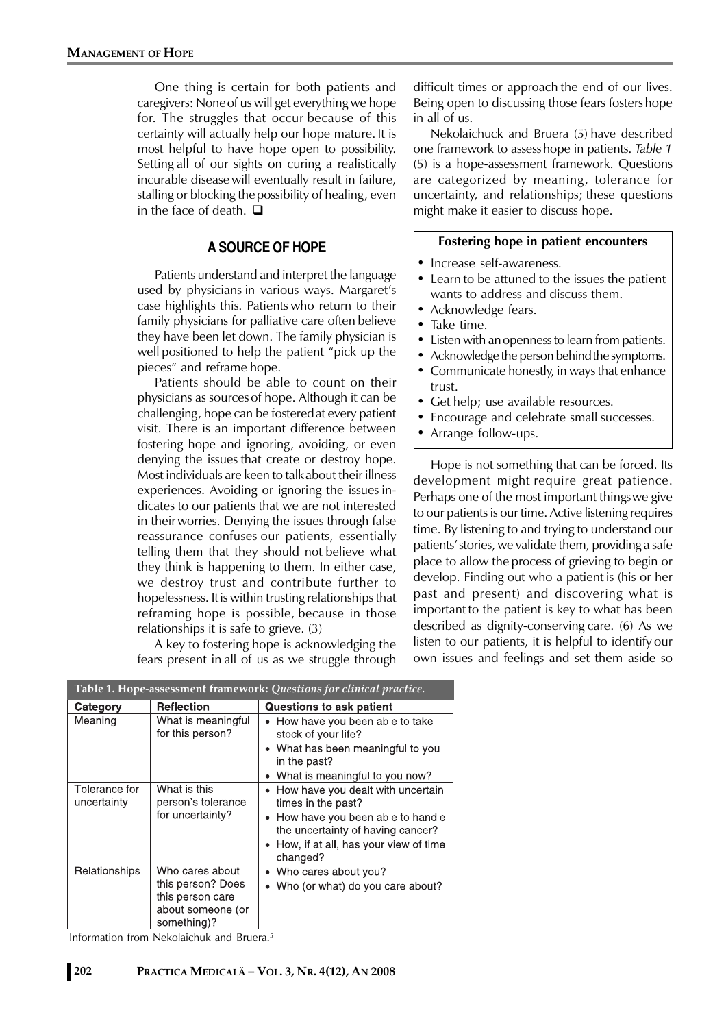One thing is certain for both patients and caregivers: None of us will get everything we hope for. The struggles that occur because of this certainty will actually help our hope mature. It is most helpful to have hope open to possibility. Setting all of our sights on curing a realistically incurable disease will eventually result in failure, stalling or blocking the possibility of healing, even in the face of death. ❑

## A SOURCE OF HOPE

Patients understand and interpret the language used by physicians in various ways. Margaret's case highlights this. Patients who return to their family physicians for palliative care often believe they have been let down. The family physician is well positioned to help the patient "pick up the pieces" and reframe hope.

Patients should be able to count on their physicians as sources of hope. Although it can be challenging, hope can be fostered at every patient visit. There is an important difference between fostering hope and ignoring, avoiding, or even denying the issues that create or destroy hope. Most individuals are keen to talk about their illness experiences. Avoiding or ignoring the issues indicates to our patients that we are not interested in their worries. Denying the issues through false reassurance confuses our patients, essentially telling them that they should not believe what they think is happening to them. In either case, we destroy trust and contribute further to hopelessness. It is within trusting relationships that reframing hope is possible, because in those relationships it is safe to grieve. (3)

A key to fostering hope is acknowledging the fears present in all of us as we struggle through difficult times or approach the end of our lives. Being open to discussing those fears fosters hope in all of us.

Nekolaichuck and Bruera (5) have described one framework to assess hope in patients. *Table 1* (5) is a hope-assessment framework. Questions are categorized by meaning, tolerance for uncertainty, and relationships; these questions might make it easier to discuss hope.

**Fostering hope in patient encounters**

- Increase self-awareness.
- Learn to be attuned to the issues the patient wants to address and discuss them.
- Acknowledge fears.
- Take time.
- Listen with an openness to learn from patients.
- Acknowledge the person behind the symptoms.
- Communicate honestly, in ways that enhance trust.
- Get help; use available resources.
- Encourage and celebrate small successes.
- Arrange follow-ups.

Hope is not something that can be forced. Its development might require great patience. Perhaps one of the most important things we give to our patients is our time. Active listening requires time. By listening to and trying to understand our patients' stories, we validate them, providing a safe place to allow the process of grieving to begin or develop. Finding out who a patient is (his or her past and present) and discovering what is important to the patient is key to what has been described as dignity-conserving care. (6) As we listen to our patients, it is helpful to identify our own issues and feelings and set them aside so

**Table 1. Hope-assessment framework:** ***Questions for clinical practice.***

| Category | Reflection | Questions to ask patient |
|---|---|---|
| Meaning | What is meaningful for this person? | • How have you been able to take stock of your life?<br>• What has been meaningful to you in the past?<br>• What is meaningful to you now? |
| Tolerance for uncertainty | What is this person's tolerance for uncertainty? | • How have you dealt with uncertain times in the past?<br>• How have you been able to handle the uncertainty of having cancer?<br>• How, if at all, has your view of time changed? |
| Relationships | Who cares about this person? Does this person care about someone (or something)? | • Who cares about you?<br>• Who (or what) do you care about? |

Information from Nekolaichuk and Bruera.[5]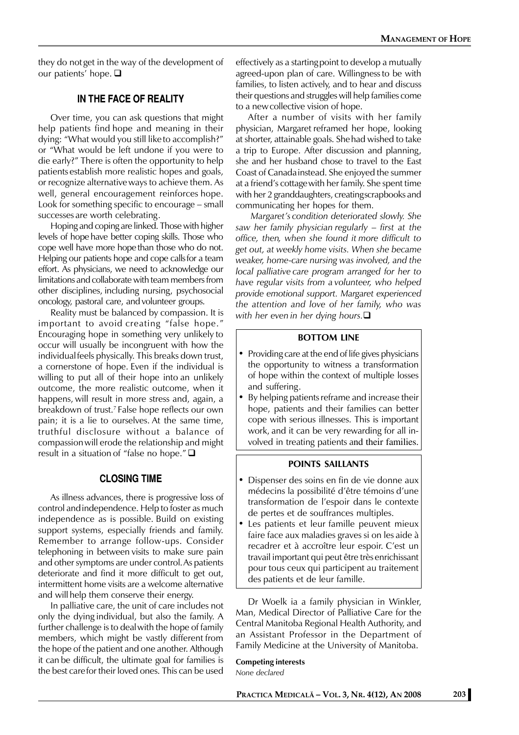they do not get in the way of the development of our patients' hope. ❑

## IN THE FACE OF REALITY

Over time, you can ask questions that might help patients find hope and meaning in their dying: "What would you still like to accomplish?" or "What would be left undone if you were to die early?" There is often the opportunity to help patients establish more realistic hopes and goals, or recognize alternative ways to achieve them. As well, general encouragement reinforces hope. Look for something specific to encourage – small successes are worth celebrating.

Hoping and coping are linked. Those with higher levels of hope have better coping skills. Those who cope well have more hope than those who do not. Helping our patients hope and cope calls for a team effort. As physicians, we need to acknowledge our limitations and collaborate with team members from other disciplines, including nursing, psychosocial oncology, pastoral care, and volunteer groups.

Reality must be balanced by compassion. It is important to avoid creating "false hope." Encouraging hope in something very unlikely to occur will usually be incongruent with how the individual feels physically. This breaks down trust, a cornerstone of hope. Even if the individual is willing to put all of their hope into an unlikely outcome, the more realistic outcome, when it happens, will result in more stress and, again, a breakdown of trust.[7] False hope reflects our own pain; it is a lie to ourselves. At the same time, truthful disclosure without a balance of compassion will erode the relationship and might result in a situation of "false no hope." ❑

## CLOSING TIME

As illness advances, there is progressive loss of control and independence. Help to foster as much independence as is possible. Build on existing support systems, especially friends and family. Remember to arrange follow-ups. Consider telephoning in between visits to make sure pain and other symptoms are under control. As patients deteriorate and find it more difficult to get out, intermittent home visits are a welcome alternative and will help them conserve their energy.

In palliative care, the unit of care includes not only the dying individual, but also the family. A further challenge is to deal with the hope of family members, which might be vastly different from the hope of the patient and one another. Although it can be difficult, the ultimate goal for families is the best care for their loved ones. This can be used effectively as a starting point to develop a mutually agreed-upon plan of care. Willingness to be with families, to listen actively, and to hear and discuss their questions and struggles will help families come to a new collective vision of hope.

After a number of visits with her family physician, Margaret reframed her hope, looking at shorter, attainable goals. She had wished to take a trip to Europe. After discussion and planning, she and her husband chose to travel to the East Coast of Canada instead. She enjoyed the summer at a friend's cottage with her family. She spent time with her 2 granddaughters, creating scrapbooks and communicating her hopes for them.

*Margaret's condition deteriorated slowly. She saw her family physician regularly – first at the office, then, when she found it more difficult to get out, at weekly home visits. When she became weaker, home-care nursing was involved, and the local palliative care program arranged for her to have regular visits from a volunteer, who helped provide emotional support. Margaret experienced the attention and love of her family, who was with her even in her dying hours.* ❑

### BOTTOM LINE

- Providing care at the end of life gives physicians the opportunity to witness a transformation of hope within the context of multiple losses and suffering.
- By helping patients reframe and increase their hope, patients and their families can better cope with serious illnesses. This is important work, and it can be very rewarding for all involved in treating patients and their families.

### POINTS SAILLANTS

- Dispenser des soins en fin de vie donne aux médecins la possibilité d'être témoins d'une transformation de l'espoir dans le contexte de pertes et de souffrances multiples.
- Les patients et leur famille peuvent mieux faire face aux maladies graves si on les aide à recadrer et à accroître leur espoir. C'est un travail important qui peut être très enrichissant pour tous ceux qui participent au traitement des patients et de leur famille.

Dr Woelk ia a family physician in Winkler, Man, Medical Director of Palliative Care for the Central Manitoba Regional Health Authority, and an Assistant Professor in the Department of Family Medicine at the University of Manitoba.

**Competing interests**

*None declared*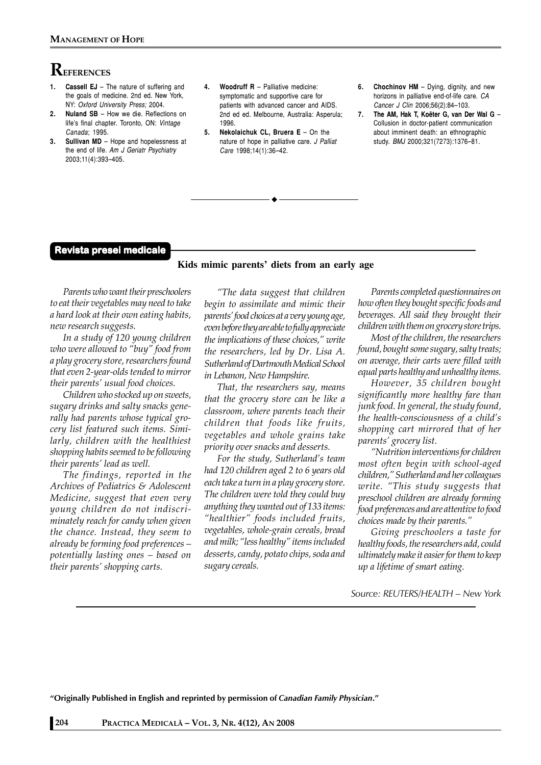## References

1. **Cassell EJ** – The nature of suffering and the goals of medicine. 2nd ed. New York, NY: *Oxford University Press;* 2004.
2. **Nuland SB** – How we die. Reflections on life's final chapter. Toronto, ON: *Vintage Canada*; 1995.
3. **Sullivan MD** – Hope and hopelessness at the end of life. *Am J Geriatr Psychiatry* 2003;11(4):393–405.
4. **Woodruff R** – Palliative medicine: symptomatic and supportive care for patients with advanced cancer and AIDS. 2nd ed ed. Melbourne, Australia: Asperula; 1996.
5. **Nekolaichuk CL, Bruera E** – On the nature of hope in palliative care. *J Palliat Care* 1998;14(1):36–42.
6. **Chochinov HM** – Dying, dignity, and new horizons in palliative end-of-life care. *CA Cancer J Clin* 2006;56(2):84–103.
7. **The AM, Hak T, Koëter G, van Der Wal G** – Collusion in doctor-patient communication about imminent death: an ethnographic study. *BMJ* 2000;321(7273):1376–81.

---

**Revista presei medicale**

## Kids mimic parents' diets from an early age

*Parents who want their preschoolers to eat their vegetables may need to take a hard look at their own eating habits, new research suggests.*

*In a study of 120 young children who were allowed to "buy" food from a play grocery store, researchers found that even 2-year-olds tended to mirror their parents' usual food choices.*

*Children who stocked up on sweets, sugary drinks and salty snacks generally had parents whose typical grocery list featured such items. Similarly, children with the healthiest shopping habits seemed to be following their parents' lead as well.*

*The findings, reported in the Archives of Pediatrics & Adolescent Medicine, suggest that even very young children do not indiscriminately reach for candy when given the chance. Instead, they seem to already be forming food preferences – potentially lasting ones – based on their parents' shopping carts.*

*"The data suggest that children begin to assimilate and mimic their parents' food choices at a very young age, even before they are able to fully appreciate the implications of these choices," write the researchers, led by Dr. Lisa A. Sutherland of Dartmouth Medical School in Lebanon, New Hampshire.*

*That, the researchers say, means that the grocery store can be like a classroom, where parents teach their children that foods like fruits, vegetables and whole grains take priority over snacks and desserts.*

*For the study, Sutherland's team had 120 children aged 2 to 6 years old each take a turn in a play grocery store. The children were told they could buy anything they wanted out of 133 items: "healthier" foods included fruits, vegetables, whole-grain cereals, bread and milk; "less healthy" items included desserts, candy, potato chips, soda and sugary cereals.*

*Parents completed questionnaires on how often they bought specific foods and beverages. All said they brought their children with them on grocery store trips.*

*Most of the children, the researchers found, bought some sugary, salty treats; on average, their carts were filled with equal parts healthy and unhealthy items.*

*However, 35 children bought significantly more healthy fare than junk food. In general, the study found, the health-consciousness of a child's shopping cart mirrored that of her parents' grocery list.*

*"Nutrition interventions for children most often begin with school-aged children," Sutherland and her colleagues write. "This study suggests that preschool children are already forming food preferences and are attentive to food choices made by their parents."*

*Giving preschoolers a taste for healthy foods, the researchers add, could ultimately make it easier for them to keep up a lifetime of smart eating.*

*Source: REUTERS/HEALTH – New York*

---

**"Originally Published in English and reprinted by permission of *Canadian Family Physician*."**